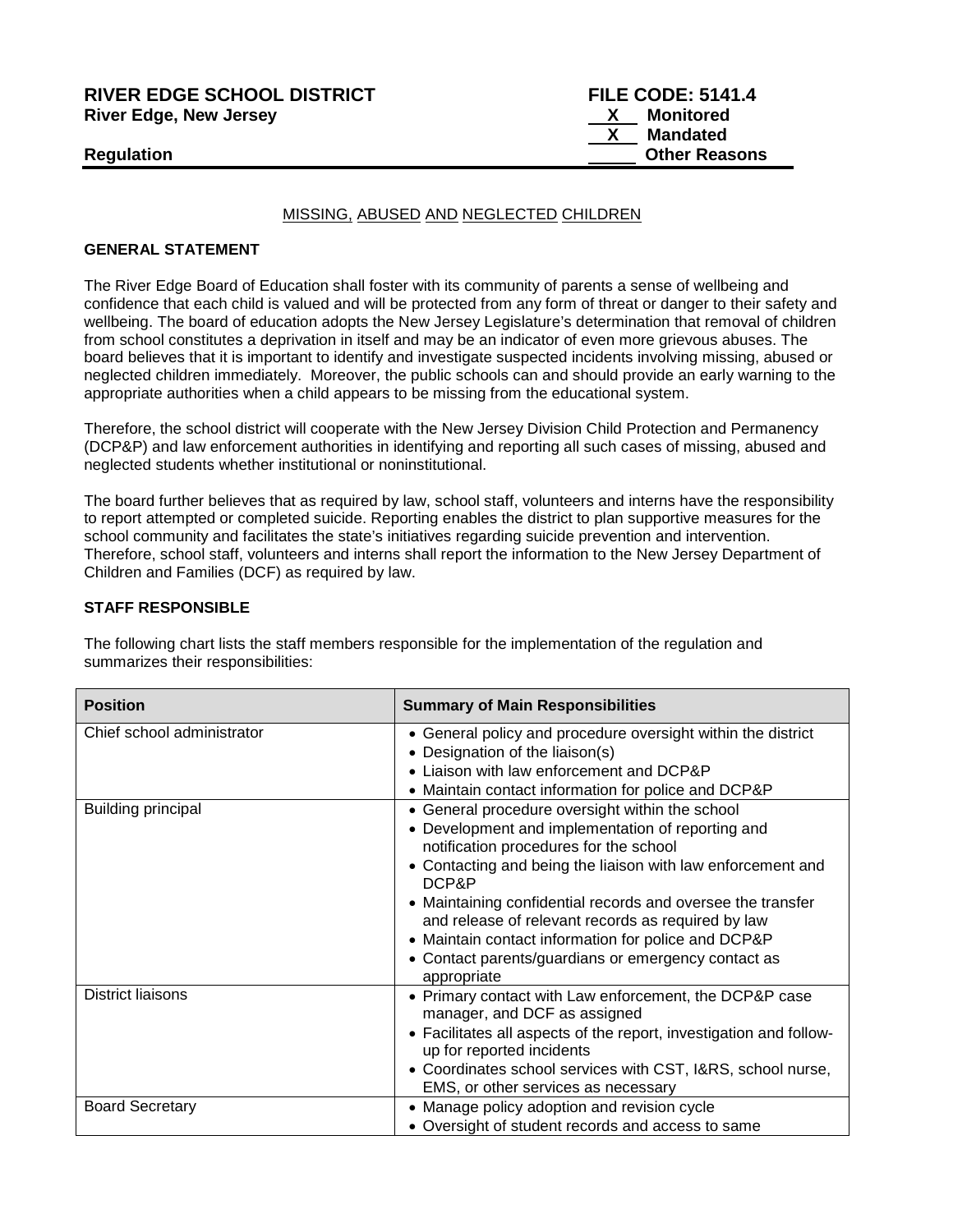**RIVER EDGE SCHOOL DISTRICT** **FILE CODE: 5141.4**
**River Edge, New Jersey**

X Monitored
X Mandated
___ Other Reasons

**Regulation**

## MISSING, ABUSED AND NEGLECTED CHILDREN

### GENERAL STATEMENT

The River Edge Board of Education shall foster with its community of parents a sense of wellbeing and confidence that each child is valued and will be protected from any form of threat or danger to their safety and wellbeing. The board of education adopts the New Jersey Legislature's determination that removal of children from school constitutes a deprivation in itself and may be an indicator of even more grievous abuses. The board believes that it is important to identify and investigate suspected incidents involving missing, abused or neglected children immediately. Moreover, the public schools can and should provide an early warning to the appropriate authorities when a child appears to be missing from the educational system.

Therefore, the school district will cooperate with the New Jersey Division Child Protection and Permanency (DCP&P) and law enforcement authorities in identifying and reporting all such cases of missing, abused and neglected students whether institutional or noninstitutional.

The board further believes that as required by law, school staff, volunteers and interns have the responsibility to report attempted or completed suicide. Reporting enables the district to plan supportive measures for the school community and facilitates the state's initiatives regarding suicide prevention and intervention. Therefore, school staff, volunteers and interns shall report the information to the New Jersey Department of Children and Families (DCF) as required by law.

### STAFF RESPONSIBLE

The following chart lists the staff members responsible for the implementation of the regulation and summarizes their responsibilities:

| Position | Summary of Main Responsibilities |
|---|---|
| Chief school administrator | • General policy and procedure oversight within the district<br>• Designation of the liaison(s)<br>• Liaison with law enforcement and DCP&P<br>• Maintain contact information for police and DCP&P |
| Building principal | • General procedure oversight within the school<br>• Development and implementation of reporting and notification procedures for the school<br>• Contacting and being the liaison with law enforcement and DCP&P<br>• Maintaining confidential records and oversee the transfer and release of relevant records as required by law<br>• Maintain contact information for police and DCP&P<br>• Contact parents/guardians or emergency contact as appropriate |
| District liaisons | • Primary contact with Law enforcement, the DCP&P case manager, and DCF as assigned<br>• Facilitates all aspects of the report, investigation and follow-up for reported incidents<br>• Coordinates school services with CST, I&RS, school nurse, EMS, or other services as necessary |
| Board Secretary | • Manage policy adoption and revision cycle<br>• Oversight of student records and access to same |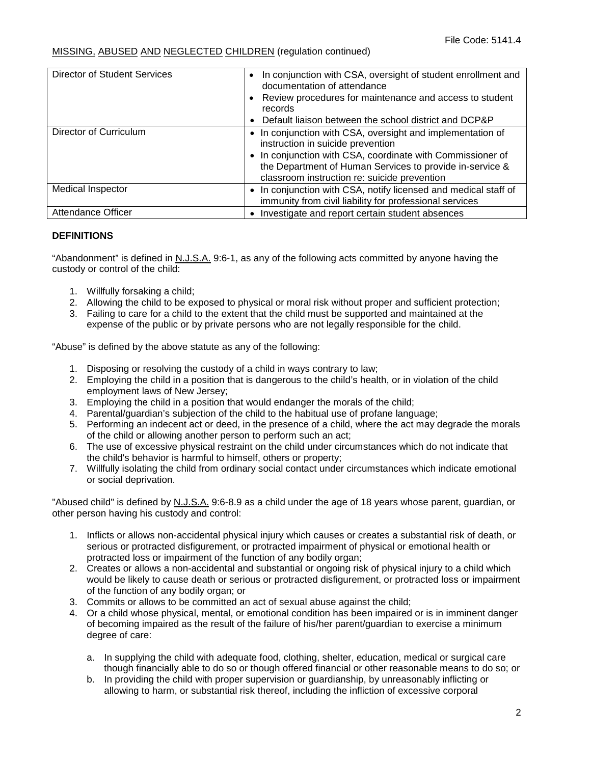| | |
|---|---|
| Director of Student Services | • In conjunction with CSA, oversight of student enrollment and documentation of attendance<br>• Review procedures for maintenance and access to student records<br>• Default liaison between the school district and DCP&P |
| Director of Curriculum | • In conjunction with CSA, oversight and implementation of instruction in suicide prevention<br>• In conjunction with CSA, coordinate with Commissioner of the Department of Human Services to provide in-service & classroom instruction re: suicide prevention |
| Medical Inspector | • In conjunction with CSA, notify licensed and medical staff of immunity from civil liability for professional services |
| Attendance Officer | • Investigate and report certain student absences |

**DEFINITIONS**

"Abandonment" is defined in N.J.S.A. 9:6-1, as any of the following acts committed by anyone having the custody or control of the child:

1. Willfully forsaking a child;
2. Allowing the child to be exposed to physical or moral risk without proper and sufficient protection;
3. Failing to care for a child to the extent that the child must be supported and maintained at the expense of the public or by private persons who are not legally responsible for the child.

"Abuse" is defined by the above statute as any of the following:

1. Disposing or resolving the custody of a child in ways contrary to law;
2. Employing the child in a position that is dangerous to the child's health, or in violation of the child employment laws of New Jersey;
3. Employing the child in a position that would endanger the morals of the child;
4. Parental/guardian's subjection of the child to the habitual use of profane language;
5. Performing an indecent act or deed, in the presence of a child, where the act may degrade the morals of the child or allowing another person to perform such an act;
6. The use of excessive physical restraint on the child under circumstances which do not indicate that the child's behavior is harmful to himself, others or property;
7. Willfully isolating the child from ordinary social contact under circumstances which indicate emotional or social deprivation.

"Abused child" is defined by N.J.S.A. 9:6-8.9 as a child under the age of 18 years whose parent, guardian, or other person having his custody and control:

1. Inflicts or allows non-accidental physical injury which causes or creates a substantial risk of death, or serious or protracted disfigurement, or protracted impairment of physical or emotional health or protracted loss or impairment of the function of any bodily organ;
2. Creates or allows a non-accidental and substantial or ongoing risk of physical injury to a child which would be likely to cause death or serious or protracted disfigurement, or protracted loss or impairment of the function of any bodily organ; or
3. Commits or allows to be committed an act of sexual abuse against the child;
4. Or a child whose physical, mental, or emotional condition has been impaired or is in imminent danger of becoming impaired as the result of the failure of his/her parent/guardian to exercise a minimum degree of care:

   a. In supplying the child with adequate food, clothing, shelter, education, medical or surgical care though financially able to do so or though offered financial or other reasonable means to do so; or
   b. In providing the child with proper supervision or guardianship, by unreasonably inflicting or allowing to harm, or substantial risk thereof, including the infliction of excessive corporal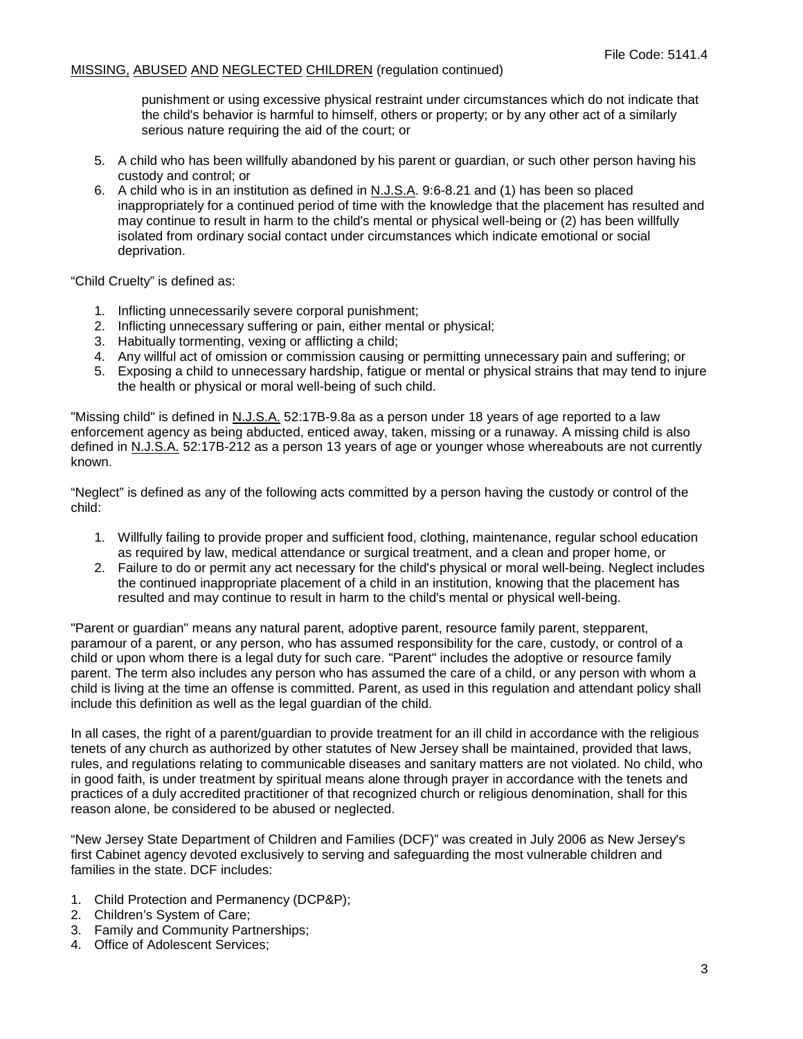punishment or using excessive physical restraint under circumstances which do not indicate that the child's behavior is harmful to himself, others or property; or by any other act of a similarly serious nature requiring the aid of the court; or

5. A child who has been willfully abandoned by his parent or guardian, or such other person having his custody and control; or
6. A child who is in an institution as defined in N.J.S.A. 9:6-8.21 and (1) has been so placed inappropriately for a continued period of time with the knowledge that the placement has resulted and may continue to result in harm to the child's mental or physical well-being or (2) has been willfully isolated from ordinary social contact under circumstances which indicate emotional or social deprivation.

"Child Cruelty" is defined as:

1. Inflicting unnecessarily severe corporal punishment;
2. Inflicting unnecessary suffering or pain, either mental or physical;
3. Habitually tormenting, vexing or afflicting a child;
4. Any willful act of omission or commission causing or permitting unnecessary pain and suffering; or
5. Exposing a child to unnecessary hardship, fatigue or mental or physical strains that may tend to injure the health or physical or moral well-being of such child.

"Missing child" is defined in N.J.S.A. 52:17B-9.8a as a person under 18 years of age reported to a law enforcement agency as being abducted, enticed away, taken, missing or a runaway. A missing child is also defined in N.J.S.A. 52:17B-212 as a person 13 years of age or younger whose whereabouts are not currently known.

"Neglect" is defined as any of the following acts committed by a person having the custody or control of the child:

1. Willfully failing to provide proper and sufficient food, clothing, maintenance, regular school education as required by law, medical attendance or surgical treatment, and a clean and proper home, or
2. Failure to do or permit any act necessary for the child's physical or moral well-being. Neglect includes the continued inappropriate placement of a child in an institution, knowing that the placement has resulted and may continue to result in harm to the child's mental or physical well-being.

"Parent or guardian" means any natural parent, adoptive parent, resource family parent, stepparent, paramour of a parent, or any person, who has assumed responsibility for the care, custody, or control of a child or upon whom there is a legal duty for such care. "Parent" includes the adoptive or resource family parent. The term also includes any person who has assumed the care of a child, or any person with whom a child is living at the time an offense is committed. Parent, as used in this regulation and attendant policy shall include this definition as well as the legal guardian of the child.

In all cases, the right of a parent/guardian to provide treatment for an ill child in accordance with the religious tenets of any church as authorized by other statutes of New Jersey shall be maintained, provided that laws, rules, and regulations relating to communicable diseases and sanitary matters are not violated. No child, who in good faith, is under treatment by spiritual means alone through prayer in accordance with the tenets and practices of a duly accredited practitioner of that recognized church or religious denomination, shall for this reason alone, be considered to be abused or neglected.

"New Jersey State Department of Children and Families (DCF)" was created in July 2006 as New Jersey's first Cabinet agency devoted exclusively to serving and safeguarding the most vulnerable children and families in the state. DCF includes:

1. Child Protection and Permanency (DCP&P);
2. Children's System of Care;
3. Family and Community Partnerships;
4. Office of Adolescent Services;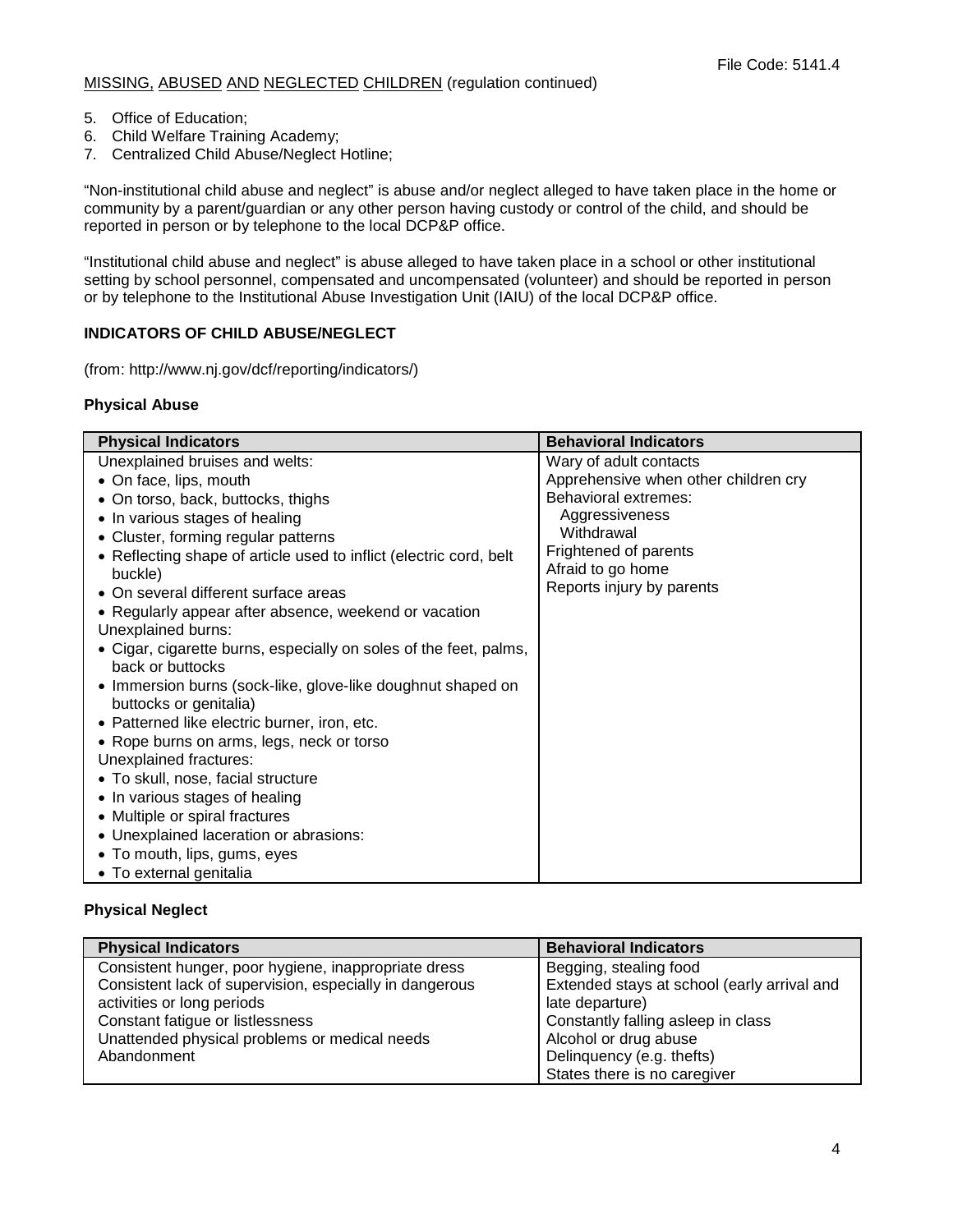MISSING, ABUSED AND NEGLECTED CHILDREN (regulation continued)

5. Office of Education;
6. Child Welfare Training Academy;
7. Centralized Child Abuse/Neglect Hotline;

"Non-institutional child abuse and neglect" is abuse and/or neglect alleged to have taken place in the home or community by a parent/guardian or any other person having custody or control of the child, and should be reported in person or by telephone to the local DCP&P office.

"Institutional child abuse and neglect" is abuse alleged to have taken place in a school or other institutional setting by school personnel, compensated and uncompensated (volunteer) and should be reported in person or by telephone to the Institutional Abuse Investigation Unit (IAIU) of the local DCP&P office.

**INDICATORS OF CHILD ABUSE/NEGLECT**

(from: http://www.nj.gov/dcf/reporting/indicators/)

**Physical Abuse**

| Physical Indicators | Behavioral Indicators |
|---|---|
| Unexplained bruises and welts:<br>• On face, lips, mouth<br>• On torso, back, buttocks, thighs<br>• In various stages of healing<br>• Cluster, forming regular patterns<br>• Reflecting shape of article used to inflict (electric cord, belt buckle)<br>• On several different surface areas<br>• Regularly appear after absence, weekend or vacation<br>Unexplained burns:<br>• Cigar, cigarette burns, especially on soles of the feet, palms, back or buttocks<br>• Immersion burns (sock-like, glove-like doughnut shaped on buttocks or genitalia)<br>• Patterned like electric burner, iron, etc.<br>• Rope burns on arms, legs, neck or torso<br>Unexplained fractures:<br>• To skull, nose, facial structure<br>• In various stages of healing<br>• Multiple or spiral fractures<br>• Unexplained laceration or abrasions:<br>• To mouth, lips, gums, eyes<br>• To external genitalia | Wary of adult contacts<br>Apprehensive when other children cry<br>Behavioral extremes:<br>Aggressiveness<br>Withdrawal<br>Frightened of parents<br>Afraid to go home<br>Reports injury by parents |

**Physical Neglect**

| Physical Indicators | Behavioral Indicators |
|---|---|
| Consistent hunger, poor hygiene, inappropriate dress<br>Consistent lack of supervision, especially in dangerous activities or long periods<br>Constant fatigue or listlessness<br>Unattended physical problems or medical needs<br>Abandonment | Begging, stealing food<br>Extended stays at school (early arrival and late departure)<br>Constantly falling asleep in class<br>Alcohol or drug abuse<br>Delinquency (e.g. thefts)<br>States there is no caregiver |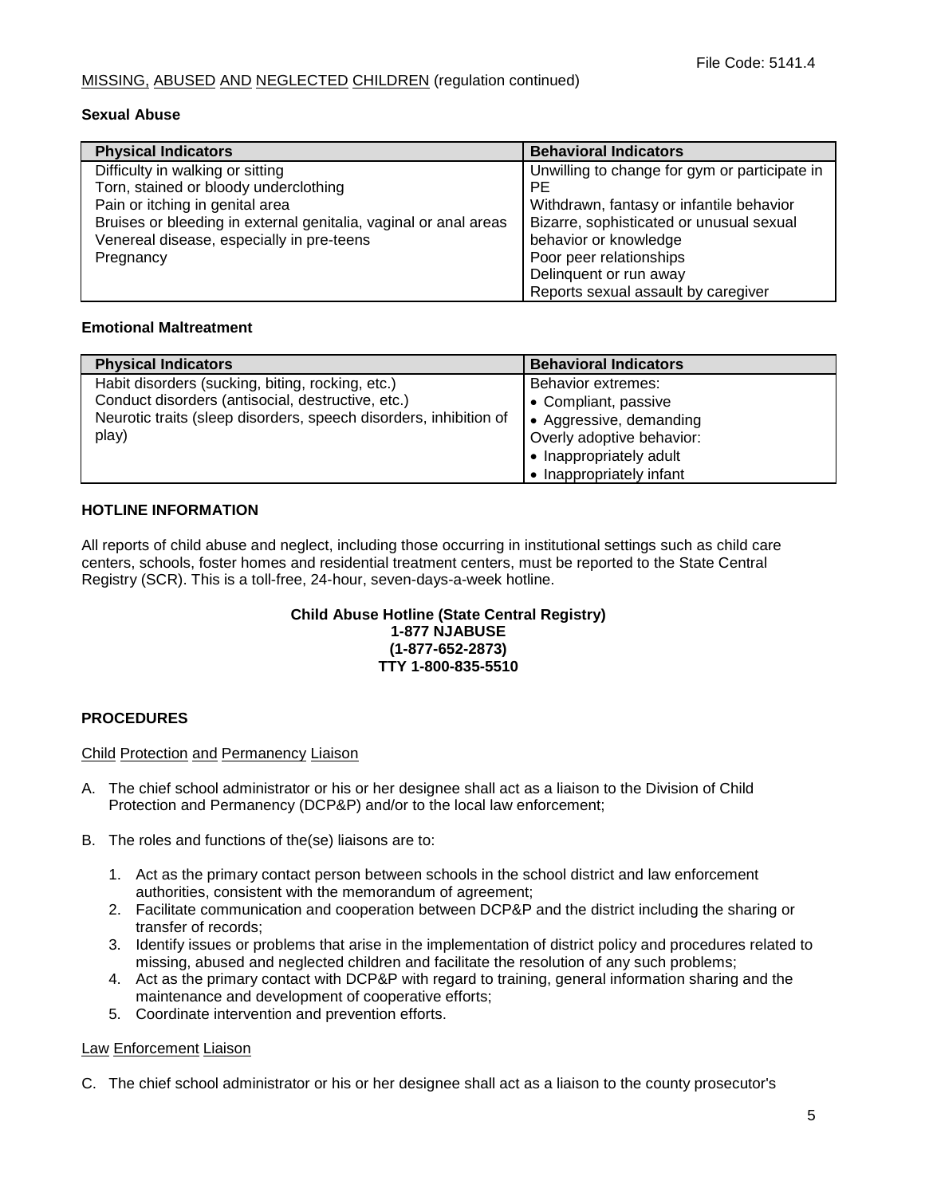File Code: 5141.4

MISSING, ABUSED AND NEGLECTED CHILDREN (regulation continued)

**Sexual Abuse**

| Physical Indicators | Behavioral Indicators |
|---|---|
| Difficulty in walking or sitting<br>Torn, stained or bloody underclothing<br>Pain or itching in genital area<br>Bruises or bleeding in external genitalia, vaginal or anal areas<br>Venereal disease, especially in pre-teens<br>Pregnancy | Unwilling to change for gym or participate in PE<br>Withdrawn, fantasy or infantile behavior<br>Bizarre, sophisticated or unusual sexual behavior or knowledge<br>Poor peer relationships<br>Delinquent or run away<br>Reports sexual assault by caregiver |

**Emotional Maltreatment**

| Physical Indicators | Behavioral Indicators |
|---|---|
| Habit disorders (sucking, biting, rocking, etc.)<br>Conduct disorders (antisocial, destructive, etc.)<br>Neurotic traits (sleep disorders, speech disorders, inhibition of play) | Behavior extremes:<br>• Compliant, passive<br>• Aggressive, demanding<br>Overly adoptive behavior:<br>• Inappropriately adult<br>• Inappropriately infant |

**HOTLINE INFORMATION**

All reports of child abuse and neglect, including those occurring in institutional settings such as child care centers, schools, foster homes and residential treatment centers, must be reported to the State Central Registry (SCR). This is a toll-free, 24-hour, seven-days-a-week hotline.

**Child Abuse Hotline (State Central Registry)**
**1-877 NJABUSE**
**(1-877-652-2873)**
**TTY 1-800-835-5510**

**PROCEDURES**

Child Protection and Permanency Liaison

A. The chief school administrator or his or her designee shall act as a liaison to the Division of Child Protection and Permanency (DCP&P) and/or to the local law enforcement;

B. The roles and functions of the(se) liaisons are to:

   1. Act as the primary contact person between schools in the school district and law enforcement authorities, consistent with the memorandum of agreement;
   2. Facilitate communication and cooperation between DCP&P and the district including the sharing or transfer of records;
   3. Identify issues or problems that arise in the implementation of district policy and procedures related to missing, abused and neglected children and facilitate the resolution of any such problems;
   4. Act as the primary contact with DCP&P with regard to training, general information sharing and the maintenance and development of cooperative efforts;
   5. Coordinate intervention and prevention efforts.

Law Enforcement Liaison

C. The chief school administrator or his or her designee shall act as a liaison to the county prosecutor's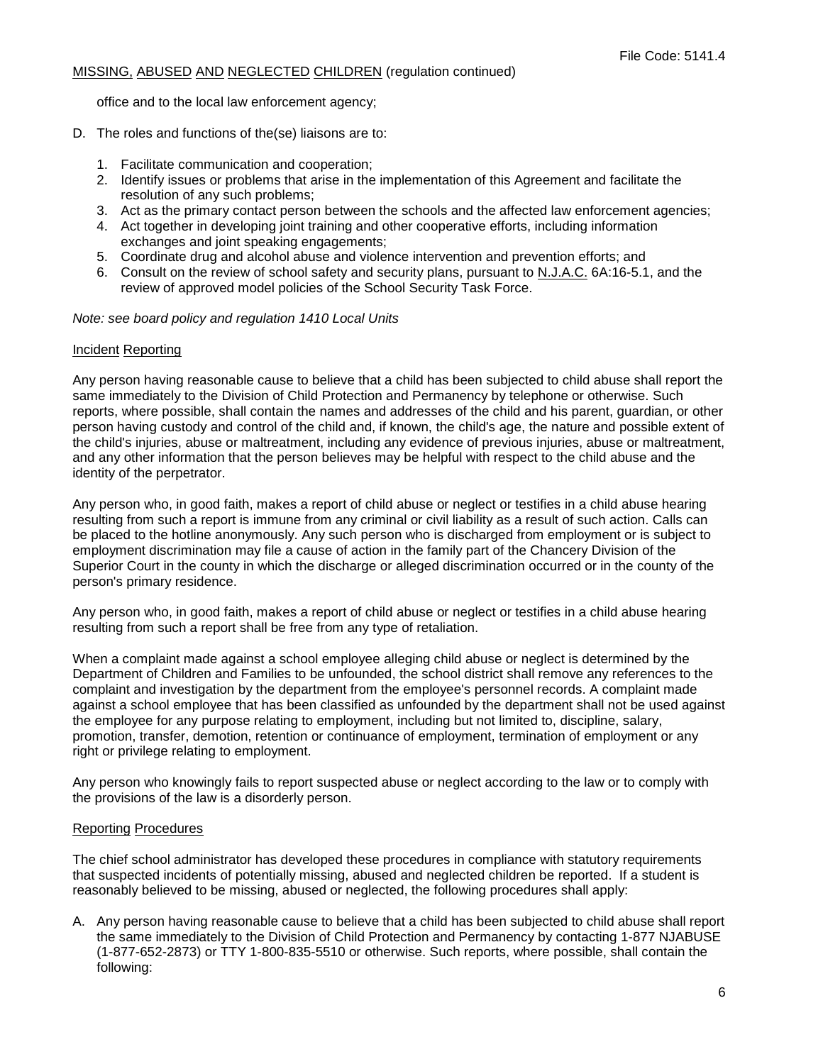office and to the local law enforcement agency;

D. The roles and functions of the(se) liaisons are to:

   1. Facilitate communication and cooperation;
   2. Identify issues or problems that arise in the implementation of this Agreement and facilitate the resolution of any such problems;
   3. Act as the primary contact person between the schools and the affected law enforcement agencies;
   4. Act together in developing joint training and other cooperative efforts, including information exchanges and joint speaking engagements;
   5. Coordinate drug and alcohol abuse and violence intervention and prevention efforts; and
   6. Consult on the review of school safety and security plans, pursuant to N.J.A.C. 6A:16-5.1, and the review of approved model policies of the School Security Task Force.

*Note: see board policy and regulation 1410 Local Units*

## Incident Reporting

Any person having reasonable cause to believe that a child has been subjected to child abuse shall report the same immediately to the Division of Child Protection and Permanency by telephone or otherwise. Such reports, where possible, shall contain the names and addresses of the child and his parent, guardian, or other person having custody and control of the child and, if known, the child's age, the nature and possible extent of the child's injuries, abuse or maltreatment, including any evidence of previous injuries, abuse or maltreatment, and any other information that the person believes may be helpful with respect to the child abuse and the identity of the perpetrator.

Any person who, in good faith, makes a report of child abuse or neglect or testifies in a child abuse hearing resulting from such a report is immune from any criminal or civil liability as a result of such action. Calls can be placed to the hotline anonymously. Any such person who is discharged from employment or is subject to employment discrimination may file a cause of action in the family part of the Chancery Division of the Superior Court in the county in which the discharge or alleged discrimination occurred or in the county of the person's primary residence.

Any person who, in good faith, makes a report of child abuse or neglect or testifies in a child abuse hearing resulting from such a report shall be free from any type of retaliation.

When a complaint made against a school employee alleging child abuse or neglect is determined by the Department of Children and Families to be unfounded, the school district shall remove any references to the complaint and investigation by the department from the employee's personnel records. A complaint made against a school employee that has been classified as unfounded by the department shall not be used against the employee for any purpose relating to employment, including but not limited to, discipline, salary, promotion, transfer, demotion, retention or continuance of employment, termination of employment or any right or privilege relating to employment.

Any person who knowingly fails to report suspected abuse or neglect according to the law or to comply with the provisions of the law is a disorderly person.

## Reporting Procedures

The chief school administrator has developed these procedures in compliance with statutory requirements that suspected incidents of potentially missing, abused and neglected children be reported. If a student is reasonably believed to be missing, abused or neglected, the following procedures shall apply:

A. Any person having reasonable cause to believe that a child has been subjected to child abuse shall report the same immediately to the Division of Child Protection and Permanency by contacting 1-877 NJABUSE (1-877-652-2873) or TTY 1-800-835-5510 or otherwise. Such reports, where possible, shall contain the following: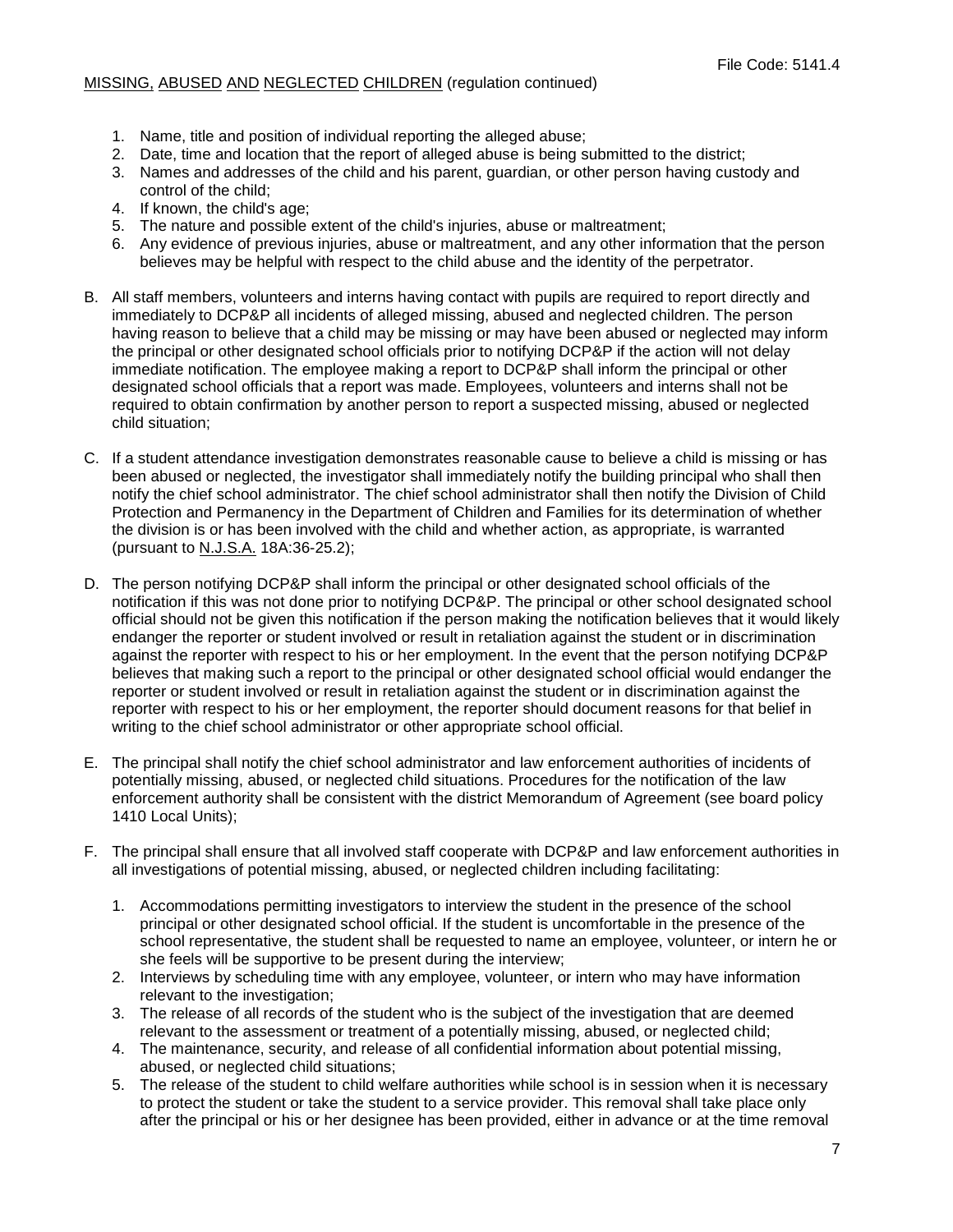1. Name, title and position of individual reporting the alleged abuse;
2. Date, time and location that the report of alleged abuse is being submitted to the district;
3. Names and addresses of the child and his parent, guardian, or other person having custody and control of the child;
4. If known, the child's age;
5. The nature and possible extent of the child's injuries, abuse or maltreatment;
6. Any evidence of previous injuries, abuse or maltreatment, and any other information that the person believes may be helpful with respect to the child abuse and the identity of the perpetrator.

B. All staff members, volunteers and interns having contact with pupils are required to report directly and immediately to DCP&P all incidents of alleged missing, abused and neglected children. The person having reason to believe that a child may be missing or may have been abused or neglected may inform the principal or other designated school officials prior to notifying DCP&P if the action will not delay immediate notification. The employee making a report to DCP&P shall inform the principal or other designated school officials that a report was made. Employees, volunteers and interns shall not be required to obtain confirmation by another person to report a suspected missing, abused or neglected child situation;

C. If a student attendance investigation demonstrates reasonable cause to believe a child is missing or has been abused or neglected, the investigator shall immediately notify the building principal who shall then notify the chief school administrator. The chief school administrator shall then notify the Division of Child Protection and Permanency in the Department of Children and Families for its determination of whether the division is or has been involved with the child and whether action, as appropriate, is warranted (pursuant to <u>N.J.S.A.</u> 18A:36-25.2);

D. The person notifying DCP&P shall inform the principal or other designated school officials of the notification if this was not done prior to notifying DCP&P. The principal or other school designated school official should not be given this notification if the person making the notification believes that it would likely endanger the reporter or student involved or result in retaliation against the student or in discrimination against the reporter with respect to his or her employment. In the event that the person notifying DCP&P believes that making such a report to the principal or other designated school official would endanger the reporter or student involved or result in retaliation against the student or in discrimination against the reporter with respect to his or her employment, the reporter should document reasons for that belief in writing to the chief school administrator or other appropriate school official.

E. The principal shall notify the chief school administrator and law enforcement authorities of incidents of potentially missing, abused, or neglected child situations. Procedures for the notification of the law enforcement authority shall be consistent with the district Memorandum of Agreement (see board policy 1410 Local Units);

F. The principal shall ensure that all involved staff cooperate with DCP&P and law enforcement authorities in all investigations of potential missing, abused, or neglected children including facilitating:

   1. Accommodations permitting investigators to interview the student in the presence of the school principal or other designated school official. If the student is uncomfortable in the presence of the school representative, the student shall be requested to name an employee, volunteer, or intern he or she feels will be supportive to be present during the interview;
   2. Interviews by scheduling time with any employee, volunteer, or intern who may have information relevant to the investigation;
   3. The release of all records of the student who is the subject of the investigation that are deemed relevant to the assessment or treatment of a potentially missing, abused, or neglected child;
   4. The maintenance, security, and release of all confidential information about potential missing, abused, or neglected child situations;
   5. The release of the student to child welfare authorities while school is in session when it is necessary to protect the student or take the student to a service provider. This removal shall take place only after the principal or his or her designee has been provided, either in advance or at the time removal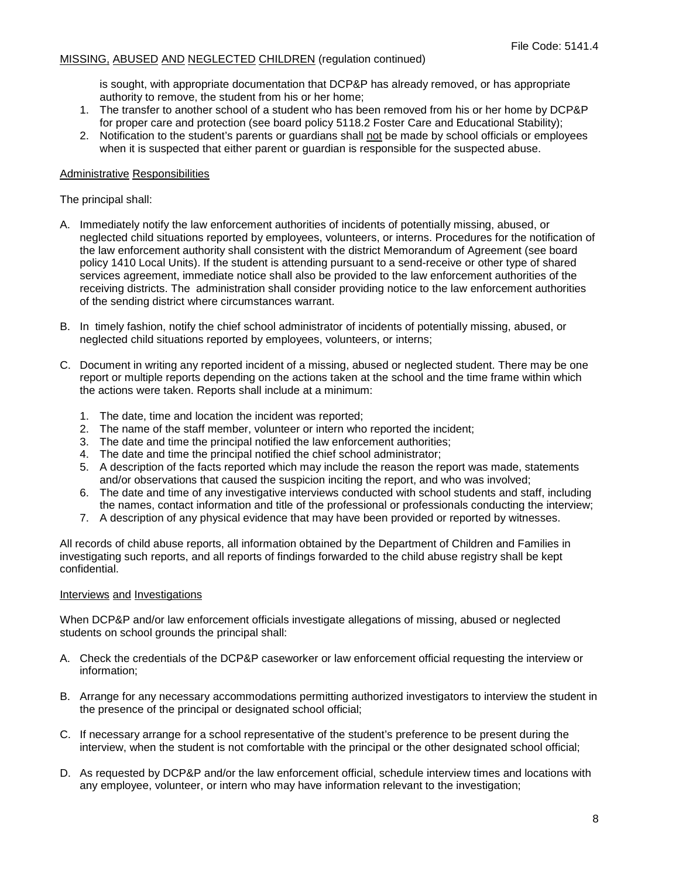is sought, with appropriate documentation that DCP&P has already removed, or has appropriate authority to remove, the student from his or her home;

1. The transfer to another school of a student who has been removed from his or her home by DCP&P for proper care and protection (see board policy 5118.2 Foster Care and Educational Stability);
2. Notification to the student's parents or guardians shall not be made by school officials or employees when it is suspected that either parent or guardian is responsible for the suspected abuse.

Administrative Responsibilities

The principal shall:

A. Immediately notify the law enforcement authorities of incidents of potentially missing, abused, or neglected child situations reported by employees, volunteers, or interns. Procedures for the notification of the law enforcement authority shall consistent with the district Memorandum of Agreement (see board policy 1410 Local Units). If the student is attending pursuant to a send-receive or other type of shared services agreement, immediate notice shall also be provided to the law enforcement authorities of the receiving districts. The administration shall consider providing notice to the law enforcement authorities of the sending district where circumstances warrant.

B. In timely fashion, notify the chief school administrator of incidents of potentially missing, abused, or neglected child situations reported by employees, volunteers, or interns;

C. Document in writing any reported incident of a missing, abused or neglected student. There may be one report or multiple reports depending on the actions taken at the school and the time frame within which the actions were taken. Reports shall include at a minimum:

   1. The date, time and location the incident was reported;
   2. The name of the staff member, volunteer or intern who reported the incident;
   3. The date and time the principal notified the law enforcement authorities;
   4. The date and time the principal notified the chief school administrator;
   5. A description of the facts reported which may include the reason the report was made, statements and/or observations that caused the suspicion inciting the report, and who was involved;
   6. The date and time of any investigative interviews conducted with school students and staff, including the names, contact information and title of the professional or professionals conducting the interview;
   7. A description of any physical evidence that may have been provided or reported by witnesses.

All records of child abuse reports, all information obtained by the Department of Children and Families in investigating such reports, and all reports of findings forwarded to the child abuse registry shall be kept confidential.

Interviews and Investigations

When DCP&P and/or law enforcement officials investigate allegations of missing, abused or neglected students on school grounds the principal shall:

A. Check the credentials of the DCP&P caseworker or law enforcement official requesting the interview or information;

B. Arrange for any necessary accommodations permitting authorized investigators to interview the student in the presence of the principal or designated school official;

C. If necessary arrange for a school representative of the student's preference to be present during the interview, when the student is not comfortable with the principal or the other designated school official;

D. As requested by DCP&P and/or the law enforcement official, schedule interview times and locations with any employee, volunteer, or intern who may have information relevant to the investigation;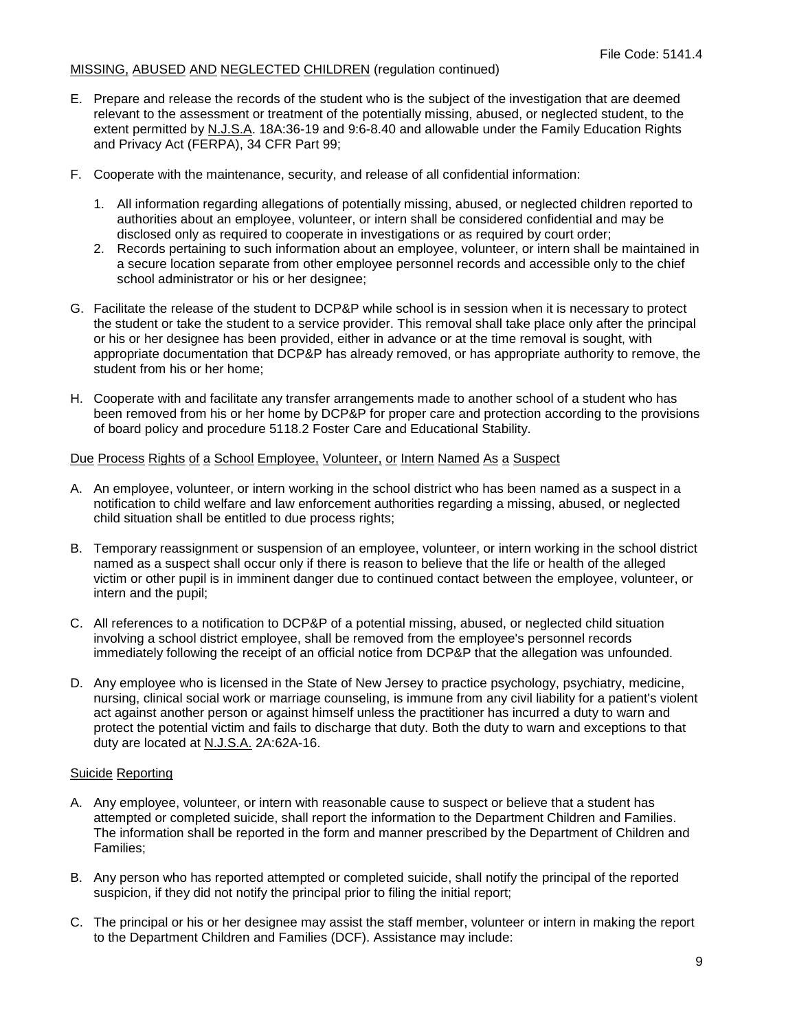MISSING, ABUSED AND NEGLECTED CHILDREN (regulation continued)

E. Prepare and release the records of the student who is the subject of the investigation that are deemed relevant to the assessment or treatment of the potentially missing, abused, or neglected student, to the extent permitted by N.J.S.A. 18A:36-19 and 9:6-8.40 and allowable under the Family Education Rights and Privacy Act (FERPA), 34 CFR Part 99;

F. Cooperate with the maintenance, security, and release of all confidential information:

   1. All information regarding allegations of potentially missing, abused, or neglected children reported to authorities about an employee, volunteer, or intern shall be considered confidential and may be disclosed only as required to cooperate in investigations or as required by court order;
   2. Records pertaining to such information about an employee, volunteer, or intern shall be maintained in a secure location separate from other employee personnel records and accessible only to the chief school administrator or his or her designee;

G. Facilitate the release of the student to DCP&P while school is in session when it is necessary to protect the student or take the student to a service provider. This removal shall take place only after the principal or his or her designee has been provided, either in advance or at the time removal is sought, with appropriate documentation that DCP&P has already removed, or has appropriate authority to remove, the student from his or her home;

H. Cooperate with and facilitate any transfer arrangements made to another school of a student who has been removed from his or her home by DCP&P for proper care and protection according to the provisions of board policy and procedure 5118.2 Foster Care and Educational Stability.

## Due Process Rights of a School Employee, Volunteer, or Intern Named As a Suspect

A. An employee, volunteer, or intern working in the school district who has been named as a suspect in a notification to child welfare and law enforcement authorities regarding a missing, abused, or neglected child situation shall be entitled to due process rights;

B. Temporary reassignment or suspension of an employee, volunteer, or intern working in the school district named as a suspect shall occur only if there is reason to believe that the life or health of the alleged victim or other pupil is in imminent danger due to continued contact between the employee, volunteer, or intern and the pupil;

C. All references to a notification to DCP&P of a potential missing, abused, or neglected child situation involving a school district employee, shall be removed from the employee's personnel records immediately following the receipt of an official notice from DCP&P that the allegation was unfounded.

D. Any employee who is licensed in the State of New Jersey to practice psychology, psychiatry, medicine, nursing, clinical social work or marriage counseling, is immune from any civil liability for a patient's violent act against another person or against himself unless the practitioner has incurred a duty to warn and protect the potential victim and fails to discharge that duty. Both the duty to warn and exceptions to that duty are located at N.J.S.A. 2A:62A-16.

## Suicide Reporting

A. Any employee, volunteer, or intern with reasonable cause to suspect or believe that a student has attempted or completed suicide, shall report the information to the Department Children and Families. The information shall be reported in the form and manner prescribed by the Department of Children and Families;

B. Any person who has reported attempted or completed suicide, shall notify the principal of the reported suspicion, if they did not notify the principal prior to filing the initial report;

C. The principal or his or her designee may assist the staff member, volunteer or intern in making the report to the Department Children and Families (DCF). Assistance may include: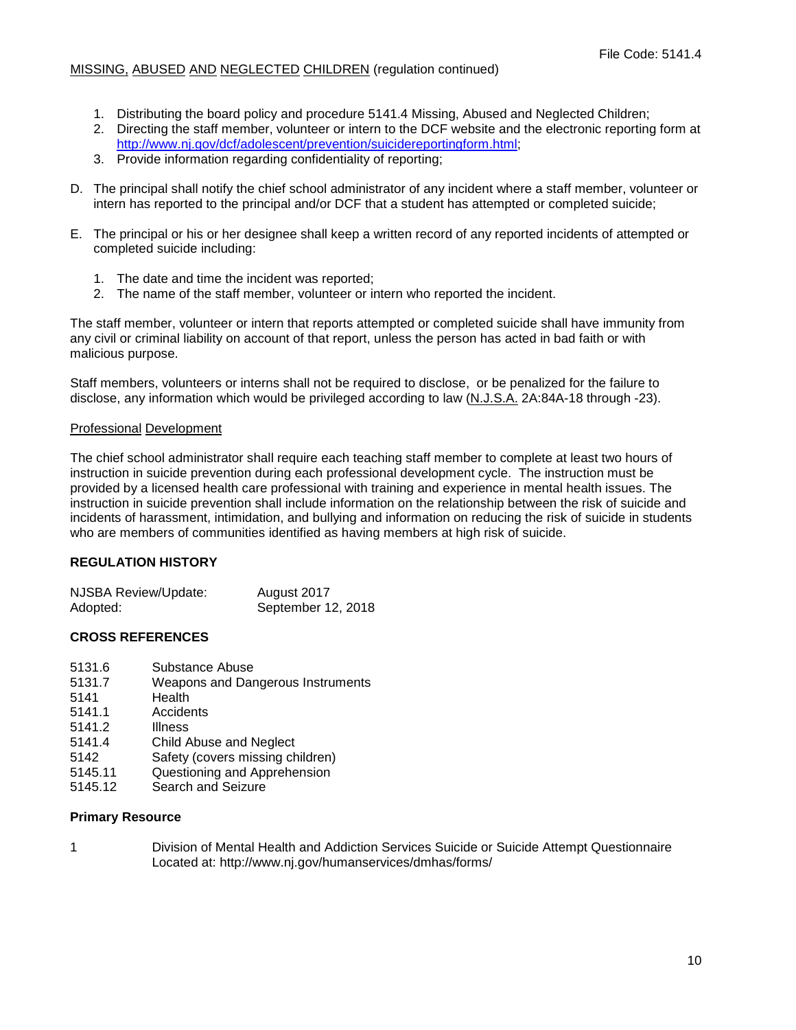1. Distributing the board policy and procedure 5141.4 Missing, Abused and Neglected Children;
2. Directing the staff member, volunteer or intern to the DCF website and the electronic reporting form at http://www.nj.gov/dcf/adolescent/prevention/suicidereportingform.html;
3. Provide information regarding confidentiality of reporting;

D. The principal shall notify the chief school administrator of any incident where a staff member, volunteer or intern has reported to the principal and/or DCF that a student has attempted or completed suicide;

E. The principal or his or her designee shall keep a written record of any reported incidents of attempted or completed suicide including:

1. The date and time the incident was reported;
2. The name of the staff member, volunteer or intern who reported the incident.

The staff member, volunteer or intern that reports attempted or completed suicide shall have immunity from any civil or criminal liability on account of that report, unless the person has acted in bad faith or with malicious purpose.

Staff members, volunteers or interns shall not be required to disclose, or be penalized for the failure to disclose, any information which would be privileged according to law (N.J.S.A. 2A:84A-18 through -23).

Professional Development

The chief school administrator shall require each teaching staff member to complete at least two hours of instruction in suicide prevention during each professional development cycle. The instruction must be provided by a licensed health care professional with training and experience in mental health issues. The instruction in suicide prevention shall include information on the relationship between the risk of suicide and incidents of harassment, intimidation, and bullying and information on reducing the risk of suicide in students who are members of communities identified as having members at high risk of suicide.

**REGULATION HISTORY**

| | |
|---|---|
| NJSBA Review/Update: | August 2017 |
| Adopted: | September 12, 2018 |

**CROSS REFERENCES**

| | |
|---|---|
| 5131.6 | Substance Abuse |
| 5131.7 | Weapons and Dangerous Instruments |
| 5141 | Health |
| 5141.1 | Accidents |
| 5141.2 | Illness |
| 5141.4 | Child Abuse and Neglect |
| 5142 | Safety (covers missing children) |
| 5145.11 | Questioning and Apprehension |
| 5145.12 | Search and Seizure |

**Primary Resource**

1 Division of Mental Health and Addiction Services Suicide or Suicide Attempt Questionnaire Located at: http://www.nj.gov/humanservices/dmhas/forms/